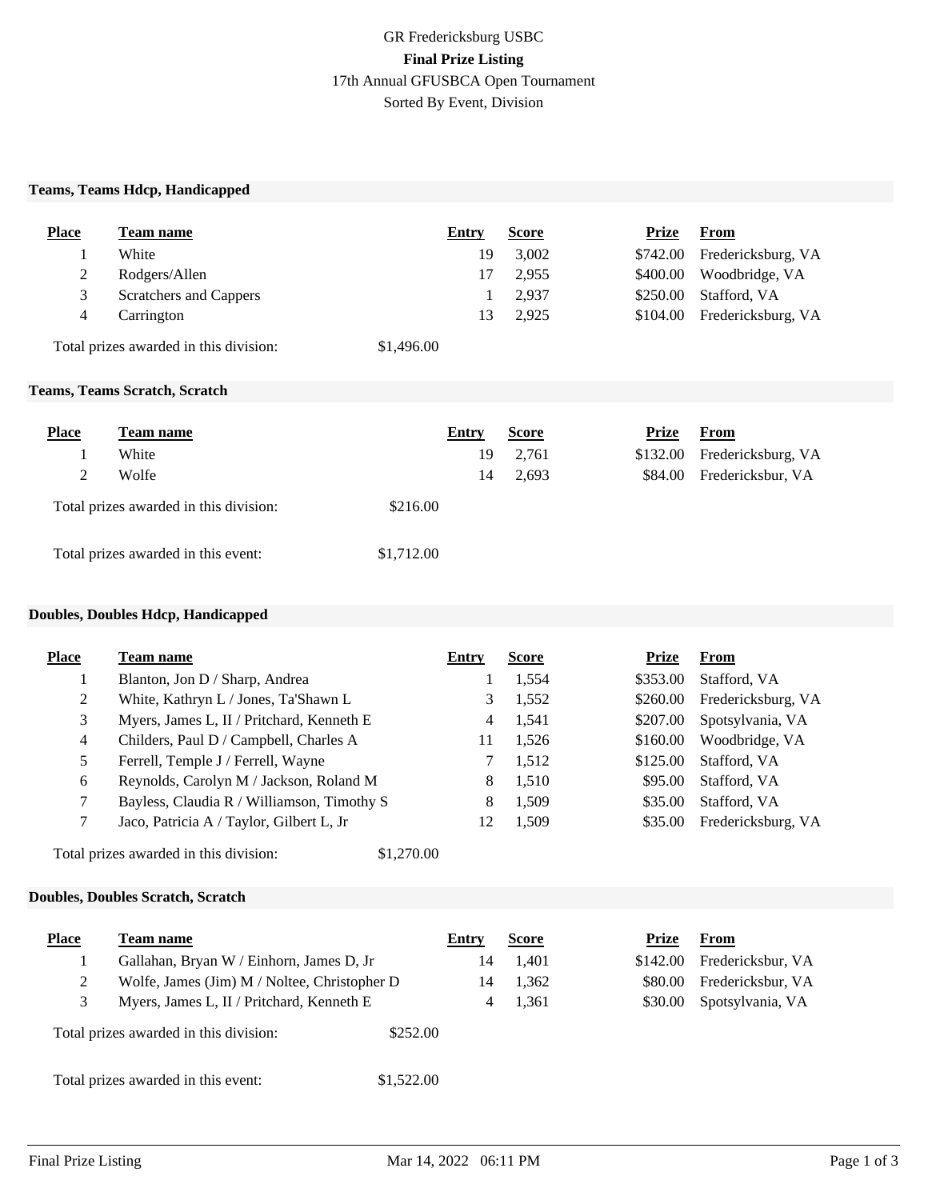GR Fredericksburg USBC

**Final Prize Listing**

17th Annual GFUSBCA Open Tournament

Sorted By Event, Division

### Teams, Teams Hdcp, Handicapped

| Place | Team name | Entry | Score | Prize | From |
|---|---|---|---|---|---|
| 1 | White | 19 | 3,002 | $742.00 | Fredericksburg, VA |
| 2 | Rodgers/Allen | 17 | 2,955 | $400.00 | Woodbridge, VA |
| 3 | Scratchers and Cappers | 1 | 2,937 | $250.00 | Stafford, VA |
| 4 | Carrington | 13 | 2,925 | $104.00 | Fredericksburg, VA |

Total prizes awarded in this division: $1,496.00

### Teams, Teams Scratch, Scratch

| Place | Team name | Entry | Score | Prize | From |
|---|---|---|---|---|---|
| 1 | White | 19 | 2,761 | $132.00 | Fredericksburg, VA |
| 2 | Wolfe | 14 | 2,693 | $84.00 | Fredericksbur, VA |

Total prizes awarded in this division: $216.00

Total prizes awarded in this event: $1,712.00

### Doubles, Doubles Hdcp, Handicapped

| Place | Team name | Entry | Score | Prize | From |
|---|---|---|---|---|---|
| 1 | Blanton, Jon D / Sharp, Andrea | 1 | 1,554 | $353.00 | Stafford, VA |
| 2 | White, Kathryn L / Jones, Ta'Shawn L | 3 | 1,552 | $260.00 | Fredericksburg, VA |
| 3 | Myers, James L, II / Pritchard, Kenneth E | 4 | 1,541 | $207.00 | Spotsylvania, VA |
| 4 | Childers, Paul D / Campbell, Charles A | 11 | 1,526 | $160.00 | Woodbridge, VA |
| 5 | Ferrell, Temple J / Ferrell, Wayne | 7 | 1,512 | $125.00 | Stafford, VA |
| 6 | Reynolds, Carolyn M / Jackson, Roland M | 8 | 1,510 | $95.00 | Stafford, VA |
| 7 | Bayless, Claudia R / Williamson, Timothy S | 8 | 1,509 | $35.00 | Stafford, VA |
| 7 | Jaco, Patricia A / Taylor, Gilbert L, Jr | 12 | 1,509 | $35.00 | Fredericksburg, VA |

Total prizes awarded in this division: $1,270.00

### Doubles, Doubles Scratch, Scratch

| Place | Team name | Entry | Score | Prize | From |
|---|---|---|---|---|---|
| 1 | Gallahan, Bryan W / Einhorn, James D, Jr | 14 | 1,401 | $142.00 | Fredericksbur, VA |
| 2 | Wolfe, James (Jim) M / Noltee, Christopher D | 14 | 1,362 | $80.00 | Fredericksbur, VA |
| 3 | Myers, James L, II / Pritchard, Kenneth E | 4 | 1,361 | $30.00 | Spotsylvania, VA |

Total prizes awarded in this division: $252.00

Total prizes awarded in this event: $1,522.00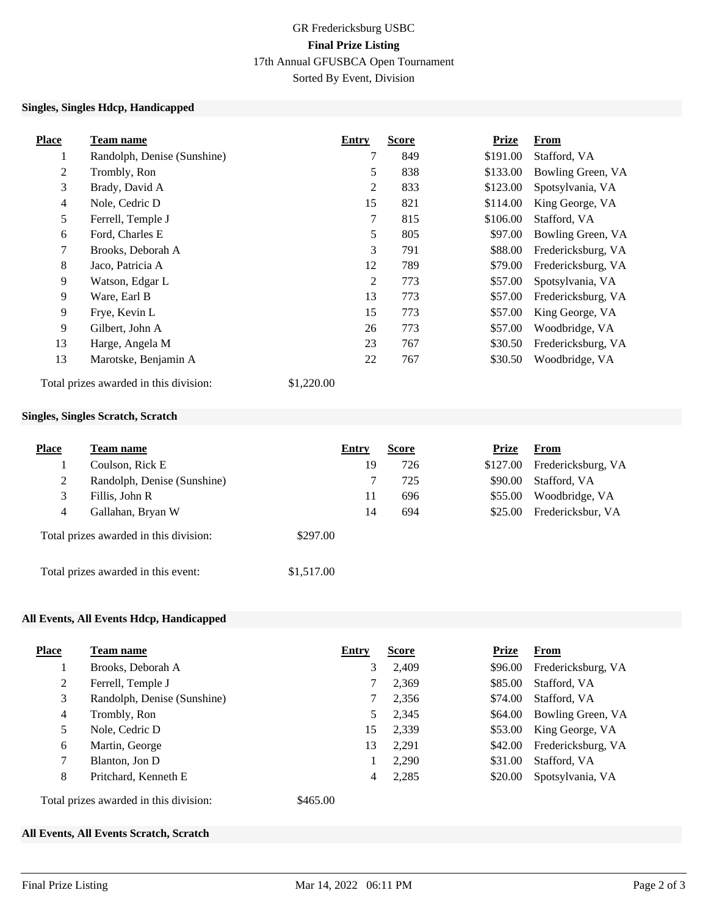GR Fredericksburg USBC

**Final Prize Listing**

17th Annual GFUSBCA Open Tournament

Sorted By Event, Division

### Singles, Singles Hdcp, Handicapped

| Place | Team name | Entry | Score | Prize | From |
|---|---|---|---|---|---|
| 1 | Randolph, Denise (Sunshine) | 7 | 849 | $191.00 | Stafford, VA |
| 2 | Trombly, Ron | 5 | 838 | $133.00 | Bowling Green, VA |
| 3 | Brady, David A | 2 | 833 | $123.00 | Spotsylvania, VA |
| 4 | Nole, Cedric D | 15 | 821 | $114.00 | King George, VA |
| 5 | Ferrell, Temple J | 7 | 815 | $106.00 | Stafford, VA |
| 6 | Ford, Charles E | 5 | 805 | $97.00 | Bowling Green, VA |
| 7 | Brooks, Deborah A | 3 | 791 | $88.00 | Fredericksburg, VA |
| 8 | Jaco, Patricia A | 12 | 789 | $79.00 | Fredericksburg, VA |
| 9 | Watson, Edgar L | 2 | 773 | $57.00 | Spotsylvania, VA |
| 9 | Ware, Earl B | 13 | 773 | $57.00 | Fredericksburg, VA |
| 9 | Frye, Kevin L | 15 | 773 | $57.00 | King George, VA |
| 9 | Gilbert, John A | 26 | 773 | $57.00 | Woodbridge, VA |
| 13 | Harge, Angela M | 23 | 767 | $30.50 | Fredericksburg, VA |
| 13 | Marotske, Benjamin A | 22 | 767 | $30.50 | Woodbridge, VA |

Total prizes awarded in this division: $1,220.00

### Singles, Singles Scratch, Scratch

| Place | Team name | Entry | Score | Prize | From |
|---|---|---|---|---|---|
| 1 | Coulson, Rick E | 19 | 726 | $127.00 | Fredericksburg, VA |
| 2 | Randolph, Denise (Sunshine) | 7 | 725 | $90.00 | Stafford, VA |
| 3 | Fillis, John R | 11 | 696 | $55.00 | Woodbridge, VA |
| 4 | Gallahan, Bryan W | 14 | 694 | $25.00 | Fredericksbur, VA |

Total prizes awarded in this division: $297.00

Total prizes awarded in this event: $1,517.00

### All Events, All Events Hdcp, Handicapped

| Place | Team name | Entry | Score | Prize | From |
|---|---|---|---|---|---|
| 1 | Brooks, Deborah A | 3 | 2,409 | $96.00 | Fredericksburg, VA |
| 2 | Ferrell, Temple J | 7 | 2,369 | $85.00 | Stafford, VA |
| 3 | Randolph, Denise (Sunshine) | 7 | 2,356 | $74.00 | Stafford, VA |
| 4 | Trombly, Ron | 5 | 2,345 | $64.00 | Bowling Green, VA |
| 5 | Nole, Cedric D | 15 | 2,339 | $53.00 | King George, VA |
| 6 | Martin, George | 13 | 2,291 | $42.00 | Fredericksburg, VA |
| 7 | Blanton, Jon D | 1 | 2,290 | $31.00 | Stafford, VA |
| 8 | Pritchard, Kenneth E | 4 | 2,285 | $20.00 | Spotsylvania, VA |

Total prizes awarded in this division: $465.00

### All Events, All Events Scratch, Scratch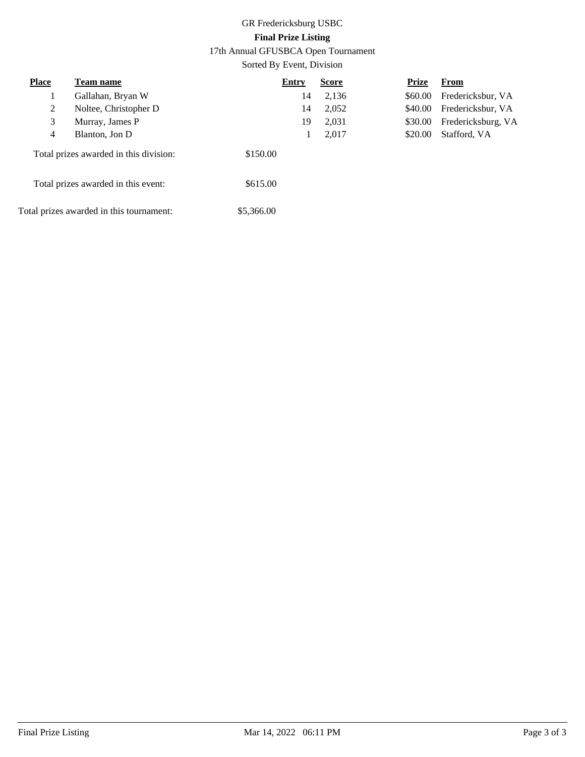GR Fredericksburg USBC

**Final Prize Listing**

17th Annual GFUSBCA Open Tournament

Sorted By Event, Division

| Place | Team name | Entry | Score | Prize | From |
|---|---|---|---|---|---|
| 1 | Gallahan, Bryan W | 14 | 2,136 | $60.00 | Fredericksbur, VA |
| 2 | Noltee, Christopher D | 14 | 2,052 | $40.00 | Fredericksbur, VA |
| 3 | Murray, James P | 19 | 2,031 | $30.00 | Fredericksburg, VA |
| 4 | Blanton, Jon D | 1 | 2,017 | $20.00 | Stafford, VA |

Total prizes awarded in this division: $150.00

Total prizes awarded in this event: $615.00

Total prizes awarded in this tournament: $5,366.00